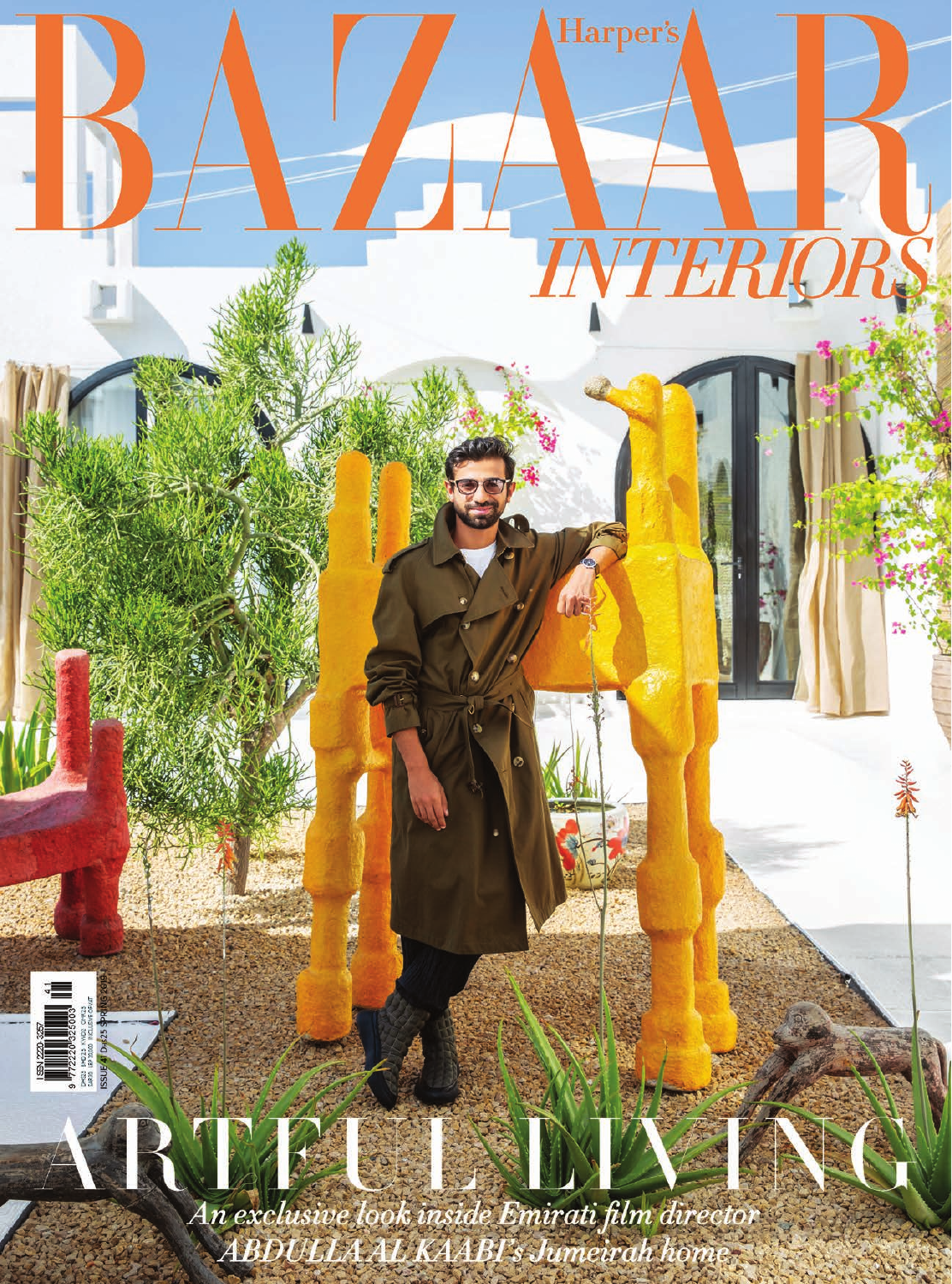# Harper's BAZAAR INTERIORS

ISSN 2220-3257

ISSUE 41 Dh25 SPRING 2019

## ARTFUL LIVING

*An exclusive look inside Emirati film director ABDULLA AL KAABI's Jumeirah home*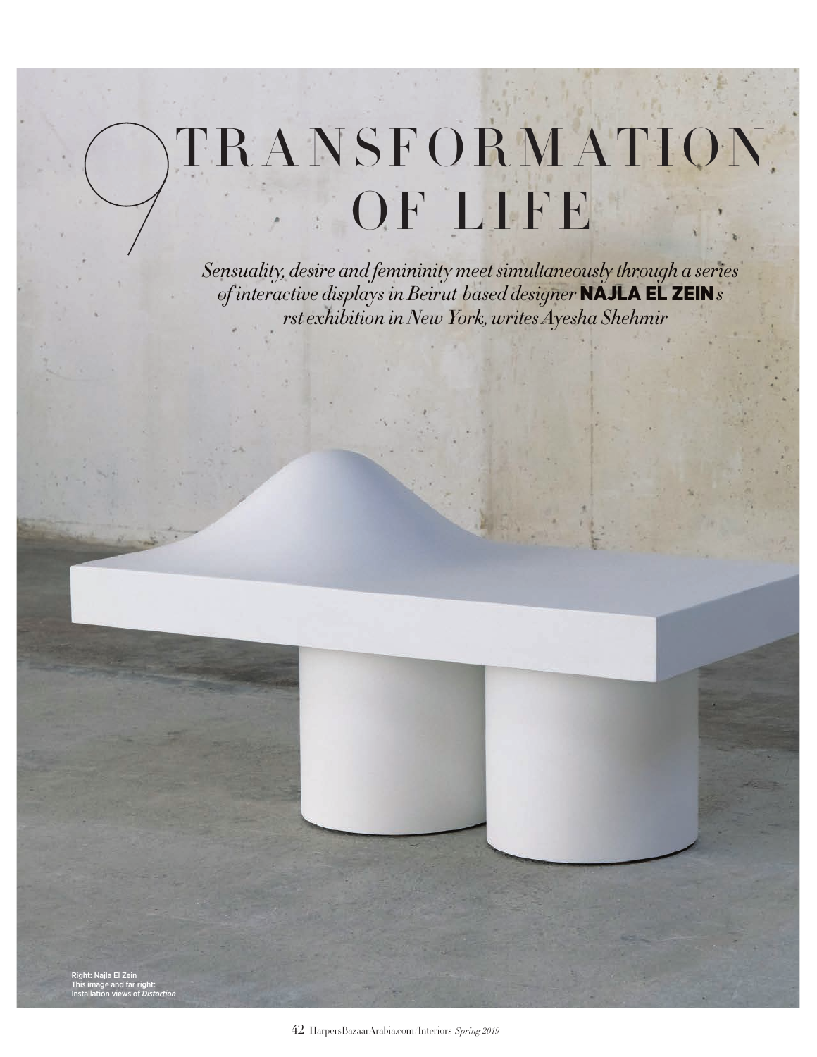# 9 TRANSFORMATION OF LIFE

*Sensuality, desire and femininity meet simultaneously through a series of interactive displays in Beirut based designer* **NAJLA EL ZEIN***s rst exhibition in New York, writes Ayesha Shehmir*

Right: Najla El Zein
This image and far right: Installation views of *Distortion*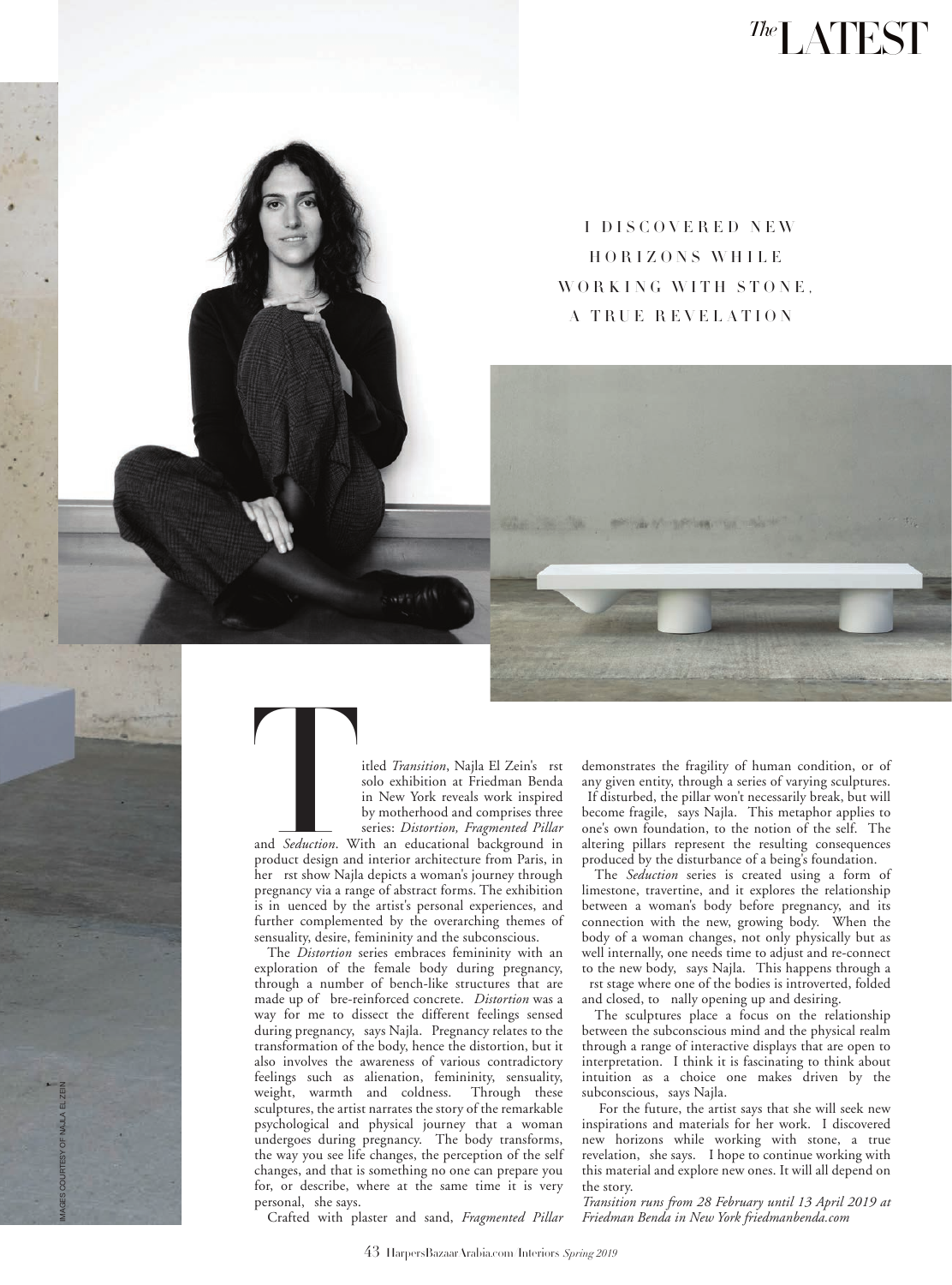I DISCOVERED NEW HORIZONS WHILE WORKING WITH STONE, A TRUE REVELATION

Titled *Transition*, Najla El Zein's rst solo exhibition at Friedman Benda in New York reveals work inspired by motherhood and comprises three series: *Distortion, Fragmented Pillar* and *Seduction*. With an educational background in product design and interior architecture from Paris, in her rst show Najla depicts a woman's journey through pregnancy via a range of abstract forms. The exhibition is in uenced by the artist's personal experiences, and further complemented by the overarching themes of sensuality, desire, femininity and the subconscious.

The *Distortion* series embraces femininity with an exploration of the female body during pregnancy, through a number of bench-like structures that are made up of bre-reinforced concrete. *Distortion* was a way for me to dissect the different feelings sensed during pregnancy, says Najla. Pregnancy relates to the transformation of the body, hence the distortion, but it also involves the awareness of various contradictory feelings such as alienation, femininity, sensuality, weight, warmth and coldness. Through these sculptures, the artist narrates the story of the remarkable psychological and physical journey that a woman undergoes during pregnancy. The body transforms, the way you see life changes, the perception of the self changes, and that is something no one can prepare you for, or describe, where at the same time it is very personal, she says.

Crafted with plaster and sand, *Fragmented Pillar* demonstrates the fragility of human condition, or of any given entity, through a series of varying sculptures. If disturbed, the pillar won't necessarily break, but will become fragile, says Najla. This metaphor applies to one's own foundation, to the notion of the self. The altering pillars represent the resulting consequences produced by the disturbance of a being's foundation.

The *Seduction* series is created using a form of limestone, travertine, and it explores the relationship between a woman's body before pregnancy, and its connection with the new, growing body. When the body of a woman changes, not only physically but as well internally, one needs time to adjust and re-connect to the new body, says Najla. This happens through a rst stage where one of the bodies is introverted, folded and closed, to nally opening up and desiring.

The sculptures place a focus on the relationship between the subconscious mind and the physical realm through a range of interactive displays that are open to interpretation. I think it is fascinating to think about intuition as a choice one makes driven by the subconscious, says Najla.

For the future, the artist says that she will seek new inspirations and materials for her work. I discovered new horizons while working with stone, a true revelation, she says. I hope to continue working with this material and explore new ones. It will all depend on the story.

*Transition runs from 28 February until 13 April 2019 at Friedman Benda in New York friedmanbenda.com*

IMAGES COURTESY OF NAJLA EL ZEIN